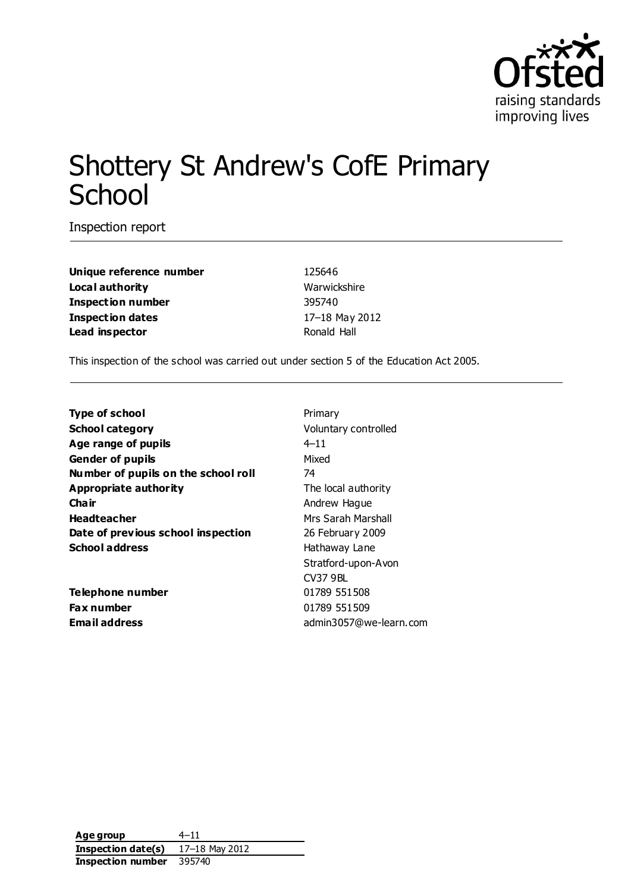Ofsted
raising standards
improving lives

# Shottery St Andrew's CofE Primary School

Inspection report

| | |
|---|---|
| **Unique reference number** | 125646 |
| **Local authority** | Warwickshire |
| **Inspection number** | 395740 |
| **Inspection dates** | 17–18 May 2012 |
| **Lead inspector** | Ronald Hall |

This inspection of the school was carried out under section 5 of the Education Act 2005.

| | |
|---|---|
| **Type of school** | Primary |
| **School category** | Voluntary controlled |
| **Age range of pupils** | 4–11 |
| **Gender of pupils** | Mixed |
| **Number of pupils on the school roll** | 74 |
| **Appropriate authority** | The local authority |
| **Chair** | Andrew Hague |
| **Headteacher** | Mrs Sarah Marshall |
| **Date of previous school inspection** | 26 February 2009 |
| **School address** | Hathaway Lane<br>Stratford-upon-Avon<br>CV37 9BL |
| **Telephone number** | 01789 551508 |
| **Fax number** | 01789 551509 |
| **Email address** | admin3057@we-learn.com |

| | |
|---|---|
| **Age group** | 4–11 |
| **Inspection date(s)** | 17–18 May 2012 |
| **Inspection number** | 395740 |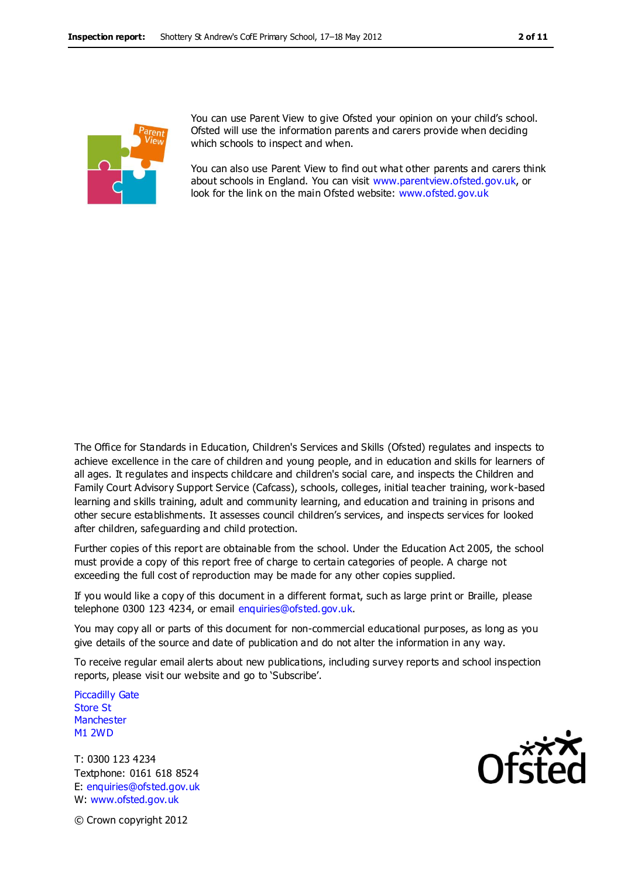You can use Parent View to give Ofsted your opinion on your child's school. Ofsted will use the information parents and carers provide when deciding which schools to inspect and when.

You can also use Parent View to find out what other parents and carers think about schools in England. You can visit www.parentview.ofsted.gov.uk, or look for the link on the main Ofsted website: www.ofsted.gov.uk

The Office for Standards in Education, Children's Services and Skills (Ofsted) regulates and inspects to achieve excellence in the care of children and young people, and in education and skills for learners of all ages. It regulates and inspects childcare and children's social care, and inspects the Children and Family Court Advisory Support Service (Cafcass), schools, colleges, initial teacher training, work-based learning and skills training, adult and community learning, and education and training in prisons and other secure establishments. It assesses council children's services, and inspects services for looked after children, safeguarding and child protection.

Further copies of this report are obtainable from the school. Under the Education Act 2005, the school must provide a copy of this report free of charge to certain categories of people. A charge not exceeding the full cost of reproduction may be made for any other copies supplied.

If you would like a copy of this document in a different format, such as large print or Braille, please telephone 0300 123 4234, or email enquiries@ofsted.gov.uk.

You may copy all or parts of this document for non-commercial educational purposes, as long as you give details of the source and date of publication and do not alter the information in any way.

To receive regular email alerts about new publications, including survey reports and school inspection reports, please visit our website and go to 'Subscribe'.

Piccadilly Gate
Store St
Manchester
M1 2WD

T: 0300 123 4234
Textphone: 0161 618 8524
E: enquiries@ofsted.gov.uk
W: www.ofsted.gov.uk

© Crown copyright 2012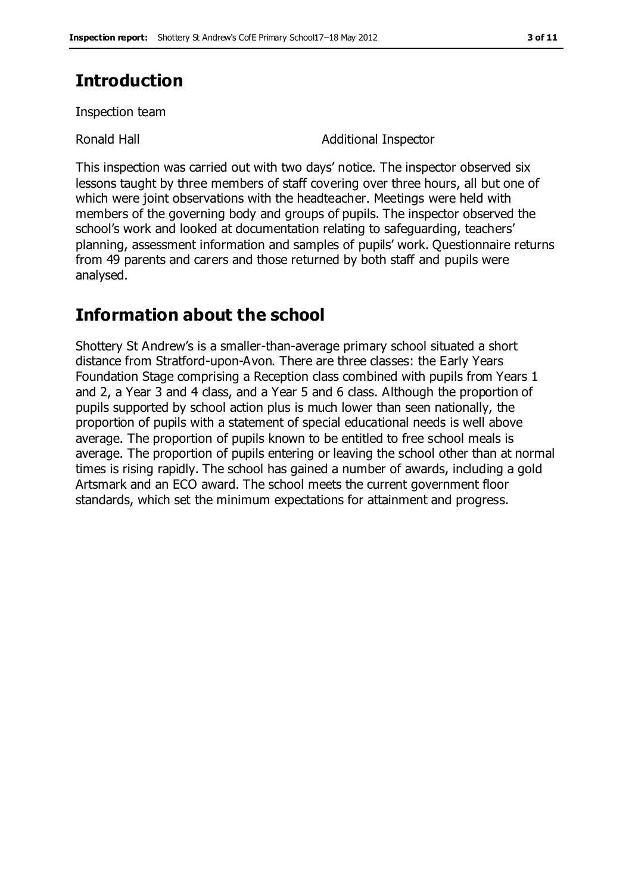## Introduction

Inspection team

Ronald Hall Additional Inspector

This inspection was carried out with two days' notice. The inspector observed six lessons taught by three members of staff covering over three hours, all but one of which were joint observations with the headteacher. Meetings were held with members of the governing body and groups of pupils. The inspector observed the school's work and looked at documentation relating to safeguarding, teachers' planning, assessment information and samples of pupils' work. Questionnaire returns from 49 parents and carers and those returned by both staff and pupils were analysed.

## Information about the school

Shottery St Andrew's is a smaller-than-average primary school situated a short distance from Stratford-upon-Avon. There are three classes: the Early Years Foundation Stage comprising a Reception class combined with pupils from Years 1 and 2, a Year 3 and 4 class, and a Year 5 and 6 class. Although the proportion of pupils supported by school action plus is much lower than seen nationally, the proportion of pupils with a statement of special educational needs is well above average. The proportion of pupils known to be entitled to free school meals is average. The proportion of pupils entering or leaving the school other than at normal times is rising rapidly. The school has gained a number of awards, including a gold Artsmark and an ECO award. The school meets the current government floor standards, which set the minimum expectations for attainment and progress.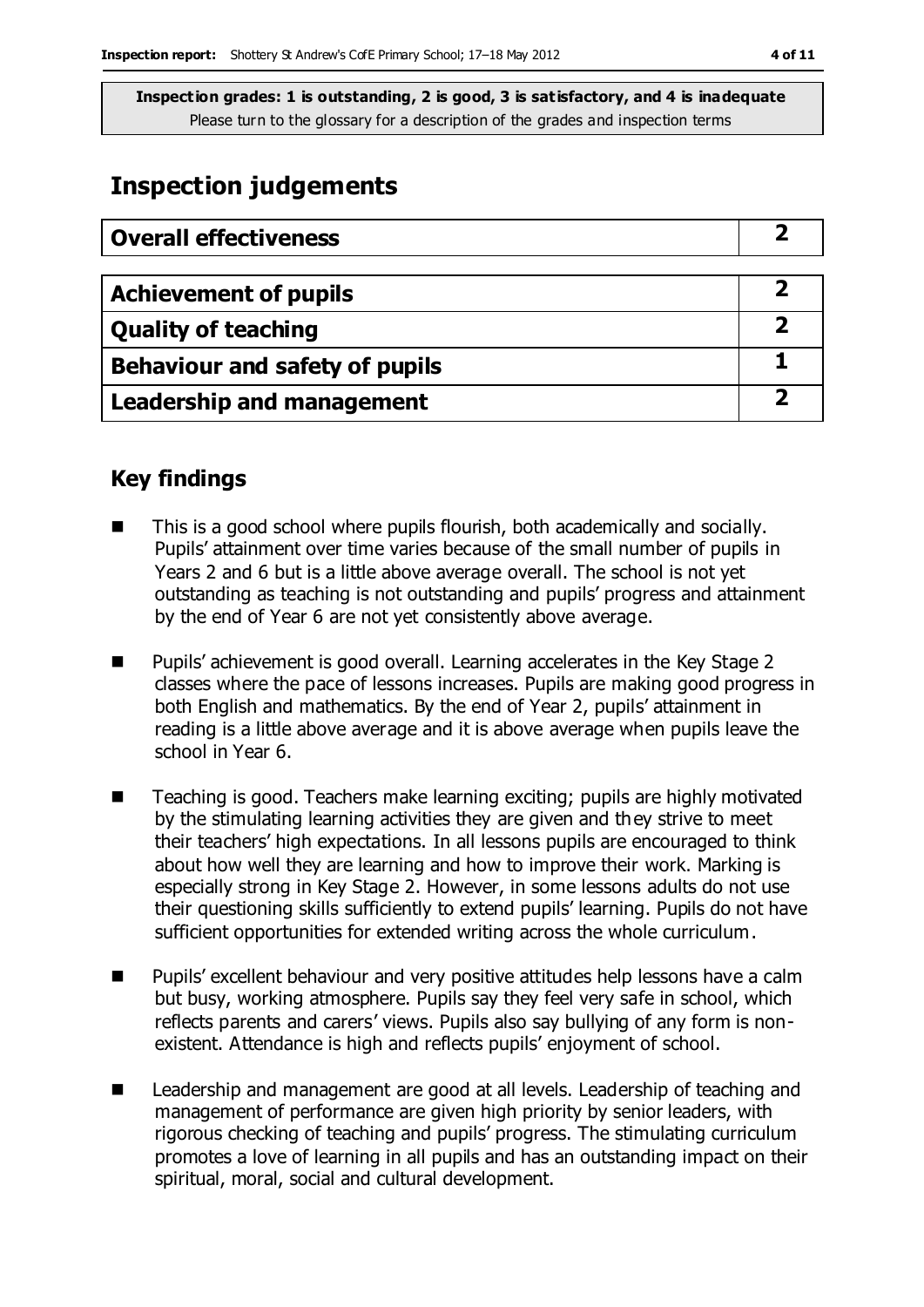**Inspection grades: 1 is outstanding, 2 is good, 3 is satisfactory, and 4 is inadequate**
Please turn to the glossary for a description of the grades and inspection terms

# Inspection judgements

| Overall effectiveness | 2 |
|---|---|

| Achievement of pupils | 2 |
|---|---|
| Quality of teaching | 2 |
| Behaviour and safety of pupils | 1 |
| Leadership and management | 2 |

## Key findings

- This is a good school where pupils flourish, both academically and socially. Pupils' attainment over time varies because of the small number of pupils in Years 2 and 6 but is a little above average overall. The school is not yet outstanding as teaching is not outstanding and pupils' progress and attainment by the end of Year 6 are not yet consistently above average.
- Pupils' achievement is good overall. Learning accelerates in the Key Stage 2 classes where the pace of lessons increases. Pupils are making good progress in both English and mathematics. By the end of Year 2, pupils' attainment in reading is a little above average and it is above average when pupils leave the school in Year 6.
- Teaching is good. Teachers make learning exciting; pupils are highly motivated by the stimulating learning activities they are given and they strive to meet their teachers' high expectations. In all lessons pupils are encouraged to think about how well they are learning and how to improve their work. Marking is especially strong in Key Stage 2. However, in some lessons adults do not use their questioning skills sufficiently to extend pupils' learning. Pupils do not have sufficient opportunities for extended writing across the whole curriculum.
- Pupils' excellent behaviour and very positive attitudes help lessons have a calm but busy, working atmosphere. Pupils say they feel very safe in school, which reflects parents and carers' views. Pupils also say bullying of any form is non-existent. Attendance is high and reflects pupils' enjoyment of school.
- Leadership and management are good at all levels. Leadership of teaching and management of performance are given high priority by senior leaders, with rigorous checking of teaching and pupils' progress. The stimulating curriculum promotes a love of learning in all pupils and has an outstanding impact on their spiritual, moral, social and cultural development.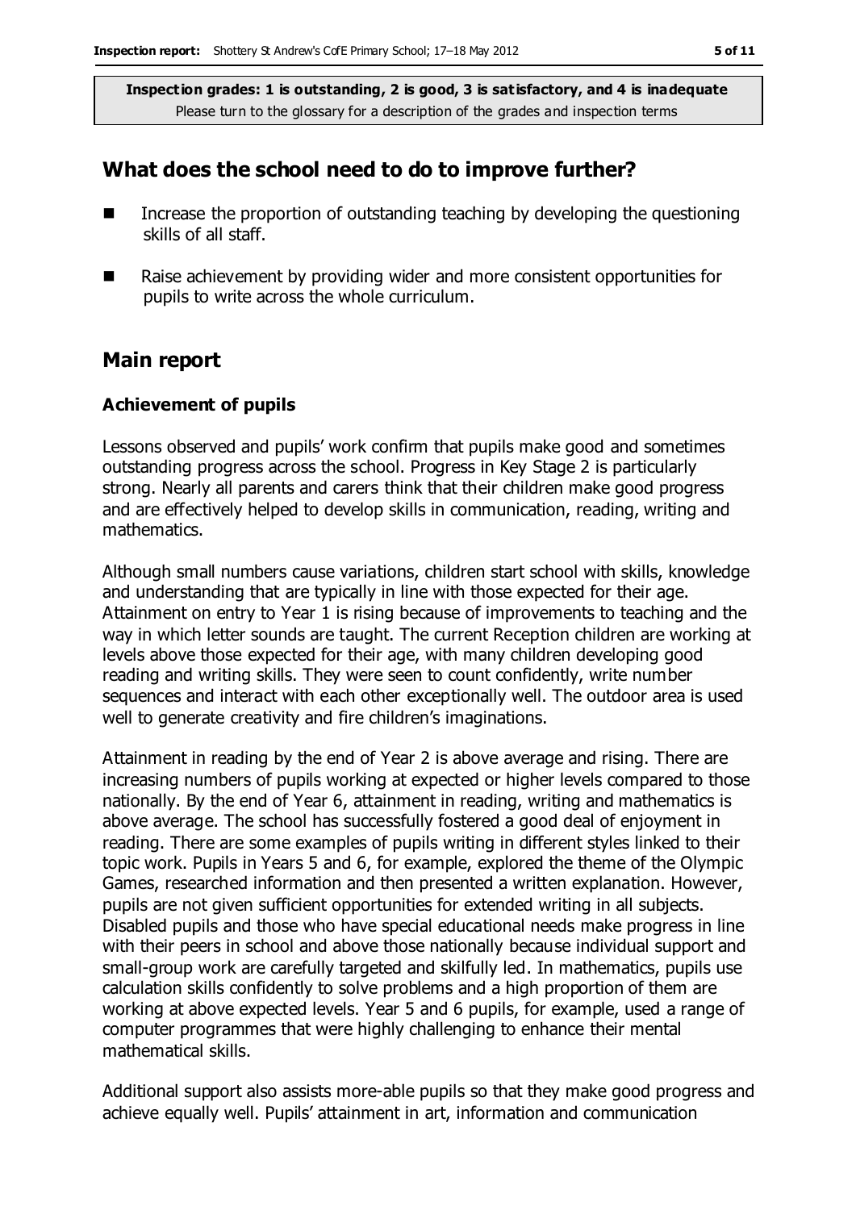## What does the school need to do to improve further?

- Increase the proportion of outstanding teaching by developing the questioning skills of all staff.
- Raise achievement by providing wider and more consistent opportunities for pupils to write across the whole curriculum.

## Main report

### Achievement of pupils

Lessons observed and pupils' work confirm that pupils make good and sometimes outstanding progress across the school. Progress in Key Stage 2 is particularly strong. Nearly all parents and carers think that their children make good progress and are effectively helped to develop skills in communication, reading, writing and mathematics.

Although small numbers cause variations, children start school with skills, knowledge and understanding that are typically in line with those expected for their age. Attainment on entry to Year 1 is rising because of improvements to teaching and the way in which letter sounds are taught. The current Reception children are working at levels above those expected for their age, with many children developing good reading and writing skills. They were seen to count confidently, write number sequences and interact with each other exceptionally well. The outdoor area is used well to generate creativity and fire children's imaginations.

Attainment in reading by the end of Year 2 is above average and rising. There are increasing numbers of pupils working at expected or higher levels compared to those nationally. By the end of Year 6, attainment in reading, writing and mathematics is above average. The school has successfully fostered a good deal of enjoyment in reading. There are some examples of pupils writing in different styles linked to their topic work. Pupils in Years 5 and 6, for example, explored the theme of the Olympic Games, researched information and then presented a written explanation. However, pupils are not given sufficient opportunities for extended writing in all subjects. Disabled pupils and those who have special educational needs make progress in line with their peers in school and above those nationally because individual support and small-group work are carefully targeted and skilfully led. In mathematics, pupils use calculation skills confidently to solve problems and a high proportion of them are working at above expected levels. Year 5 and 6 pupils, for example, used a range of computer programmes that were highly challenging to enhance their mental mathematical skills.

Additional support also assists more-able pupils so that they make good progress and achieve equally well. Pupils' attainment in art, information and communication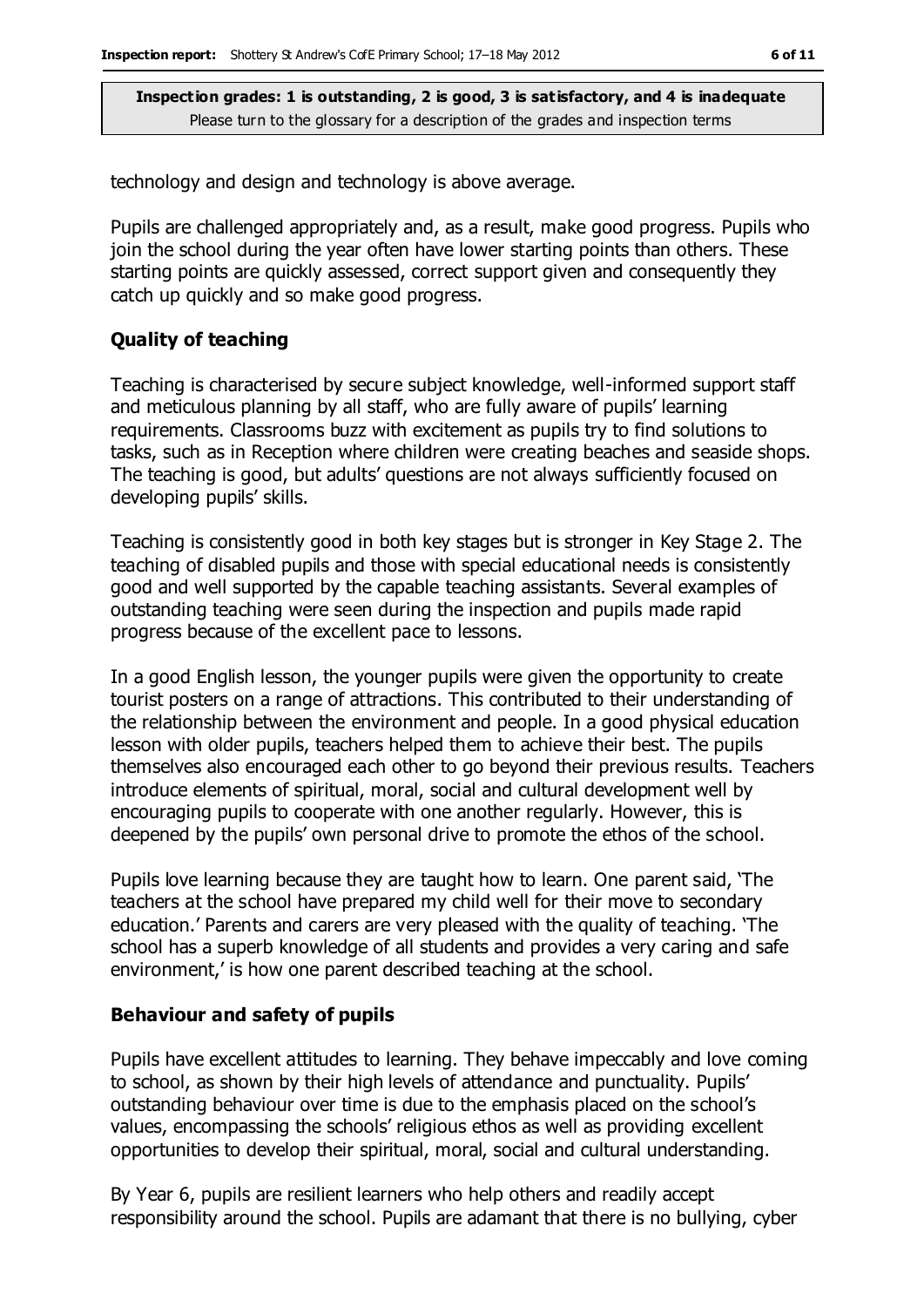technology and design and technology is above average.

Pupils are challenged appropriately and, as a result, make good progress. Pupils who join the school during the year often have lower starting points than others. These starting points are quickly assessed, correct support given and consequently they catch up quickly and so make good progress.

### Quality of teaching

Teaching is characterised by secure subject knowledge, well-informed support staff and meticulous planning by all staff, who are fully aware of pupils' learning requirements. Classrooms buzz with excitement as pupils try to find solutions to tasks, such as in Reception where children were creating beaches and seaside shops. The teaching is good, but adults' questions are not always sufficiently focused on developing pupils' skills.

Teaching is consistently good in both key stages but is stronger in Key Stage 2. The teaching of disabled pupils and those with special educational needs is consistently good and well supported by the capable teaching assistants. Several examples of outstanding teaching were seen during the inspection and pupils made rapid progress because of the excellent pace to lessons.

In a good English lesson, the younger pupils were given the opportunity to create tourist posters on a range of attractions. This contributed to their understanding of the relationship between the environment and people. In a good physical education lesson with older pupils, teachers helped them to achieve their best. The pupils themselves also encouraged each other to go beyond their previous results. Teachers introduce elements of spiritual, moral, social and cultural development well by encouraging pupils to cooperate with one another regularly. However, this is deepened by the pupils' own personal drive to promote the ethos of the school.

Pupils love learning because they are taught how to learn. One parent said, 'The teachers at the school have prepared my child well for their move to secondary education.' Parents and carers are very pleased with the quality of teaching. 'The school has a superb knowledge of all students and provides a very caring and safe environment,' is how one parent described teaching at the school.

### Behaviour and safety of pupils

Pupils have excellent attitudes to learning. They behave impeccably and love coming to school, as shown by their high levels of attendance and punctuality. Pupils' outstanding behaviour over time is due to the emphasis placed on the school's values, encompassing the schools' religious ethos as well as providing excellent opportunities to develop their spiritual, moral, social and cultural understanding.

By Year 6, pupils are resilient learners who help others and readily accept responsibility around the school. Pupils are adamant that there is no bullying, cyber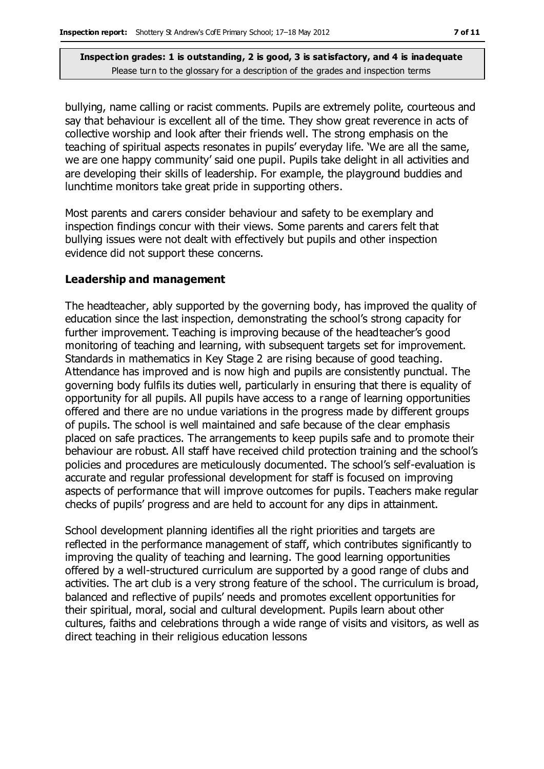bullying, name calling or racist comments. Pupils are extremely polite, courteous and say that behaviour is excellent all of the time. They show great reverence in acts of collective worship and look after their friends well. The strong emphasis on the teaching of spiritual aspects resonates in pupils' everyday life. 'We are all the same, we are one happy community' said one pupil. Pupils take delight in all activities and are developing their skills of leadership. For example, the playground buddies and lunchtime monitors take great pride in supporting others.

Most parents and carers consider behaviour and safety to be exemplary and inspection findings concur with their views. Some parents and carers felt that bullying issues were not dealt with effectively but pupils and other inspection evidence did not support these concerns.

### Leadership and management

The headteacher, ably supported by the governing body, has improved the quality of education since the last inspection, demonstrating the school's strong capacity for further improvement. Teaching is improving because of the headteacher's good monitoring of teaching and learning, with subsequent targets set for improvement. Standards in mathematics in Key Stage 2 are rising because of good teaching. Attendance has improved and is now high and pupils are consistently punctual. The governing body fulfils its duties well, particularly in ensuring that there is equality of opportunity for all pupils. All pupils have access to a range of learning opportunities offered and there are no undue variations in the progress made by different groups of pupils. The school is well maintained and safe because of the clear emphasis placed on safe practices. The arrangements to keep pupils safe and to promote their behaviour are robust. All staff have received child protection training and the school's policies and procedures are meticulously documented. The school's self-evaluation is accurate and regular professional development for staff is focused on improving aspects of performance that will improve outcomes for pupils. Teachers make regular checks of pupils' progress and are held to account for any dips in attainment.

School development planning identifies all the right priorities and targets are reflected in the performance management of staff, which contributes significantly to improving the quality of teaching and learning. The good learning opportunities offered by a well-structured curriculum are supported by a good range of clubs and activities. The art club is a very strong feature of the school. The curriculum is broad, balanced and reflective of pupils' needs and promotes excellent opportunities for their spiritual, moral, social and cultural development. Pupils learn about other cultures, faiths and celebrations through a wide range of visits and visitors, as well as direct teaching in their religious education lessons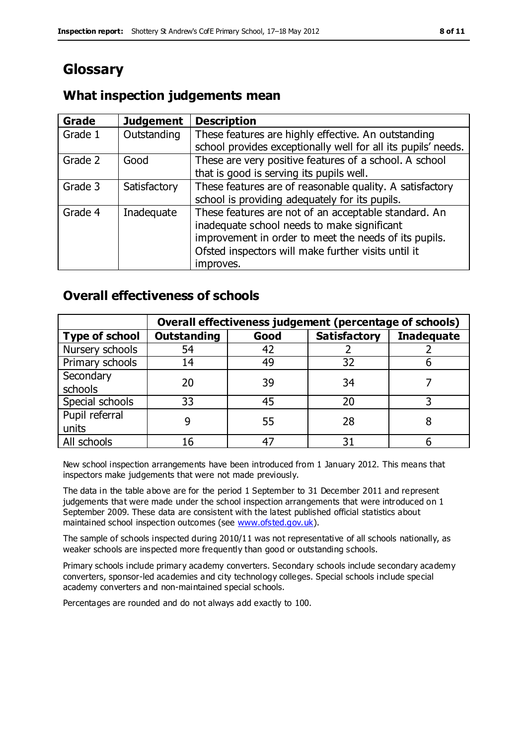# Glossary

## What inspection judgements mean

| Grade | Judgement | Description |
|---|---|---|
| Grade 1 | Outstanding | These features are highly effective. An outstanding school provides exceptionally well for all its pupils' needs. |
| Grade 2 | Good | These are very positive features of a school. A school that is good is serving its pupils well. |
| Grade 3 | Satisfactory | These features are of reasonable quality. A satisfactory school is providing adequately for its pupils. |
| Grade 4 | Inadequate | These features are not of an acceptable standard. An inadequate school needs to make significant improvement in order to meet the needs of its pupils. Ofsted inspectors will make further visits until it improves. |

## Overall effectiveness of schools

| | Overall effectiveness judgement (percentage of schools) | | | |
|---|---|---|---|---|
| **Type of school** | **Outstanding** | **Good** | **Satisfactory** | **Inadequate** |
| Nursery schools | 54 | 42 | 2 | 2 |
| Primary schools | 14 | 49 | 32 | 6 |
| Secondary schools | 20 | 39 | 34 | 7 |
| Special schools | 33 | 45 | 20 | 3 |
| Pupil referral units | 9 | 55 | 28 | 8 |
| All schools | 16 | 47 | 31 | 6 |

New school inspection arrangements have been introduced from 1 January 2012. This means that inspectors make judgements that were not made previously.

The data in the table above are for the period 1 September to 31 December 2011 and represent judgements that were made under the school inspection arrangements that were introduced on 1 September 2009. These data are consistent with the latest published official statistics about maintained school inspection outcomes (see www.ofsted.gov.uk).

The sample of schools inspected during 2010/11 was not representative of all schools nationally, as weaker schools are inspected more frequently than good or outstanding schools.

Primary schools include primary academy converters. Secondary schools include secondary academy converters, sponsor-led academies and city technology colleges. Special schools include special academy converters and non-maintained special schools.

Percentages are rounded and do not always add exactly to 100.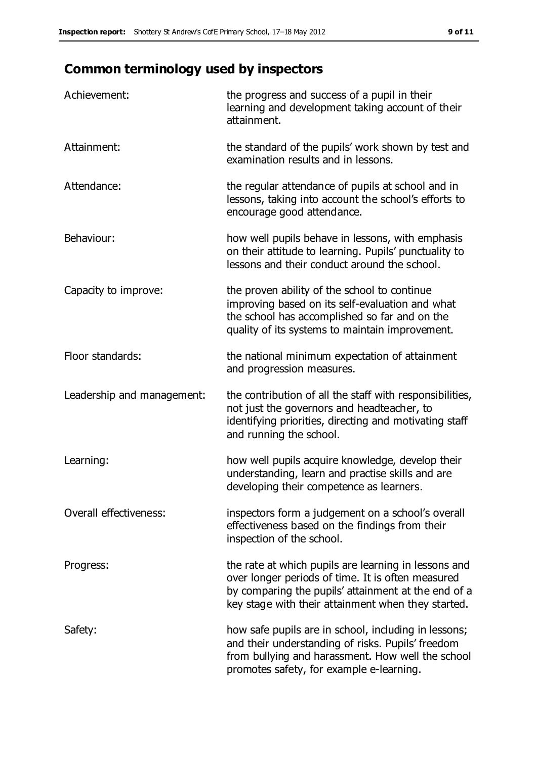## Common terminology used by inspectors

| | |
|---|---|
| Achievement: | the progress and success of a pupil in their learning and development taking account of their attainment. |
| Attainment: | the standard of the pupils' work shown by test and examination results and in lessons. |
| Attendance: | the regular attendance of pupils at school and in lessons, taking into account the school's efforts to encourage good attendance. |
| Behaviour: | how well pupils behave in lessons, with emphasis on their attitude to learning. Pupils' punctuality to lessons and their conduct around the school. |
| Capacity to improve: | the proven ability of the school to continue improving based on its self-evaluation and what the school has accomplished so far and on the quality of its systems to maintain improvement. |
| Floor standards: | the national minimum expectation of attainment and progression measures. |
| Leadership and management: | the contribution of all the staff with responsibilities, not just the governors and headteacher, to identifying priorities, directing and motivating staff and running the school. |
| Learning: | how well pupils acquire knowledge, develop their understanding, learn and practise skills and are developing their competence as learners. |
| Overall effectiveness: | inspectors form a judgement on a school's overall effectiveness based on the findings from their inspection of the school. |
| Progress: | the rate at which pupils are learning in lessons and over longer periods of time. It is often measured by comparing the pupils' attainment at the end of a key stage with their attainment when they started. |
| Safety: | how safe pupils are in school, including in lessons; and their understanding of risks. Pupils' freedom from bullying and harassment. How well the school promotes safety, for example e-learning. |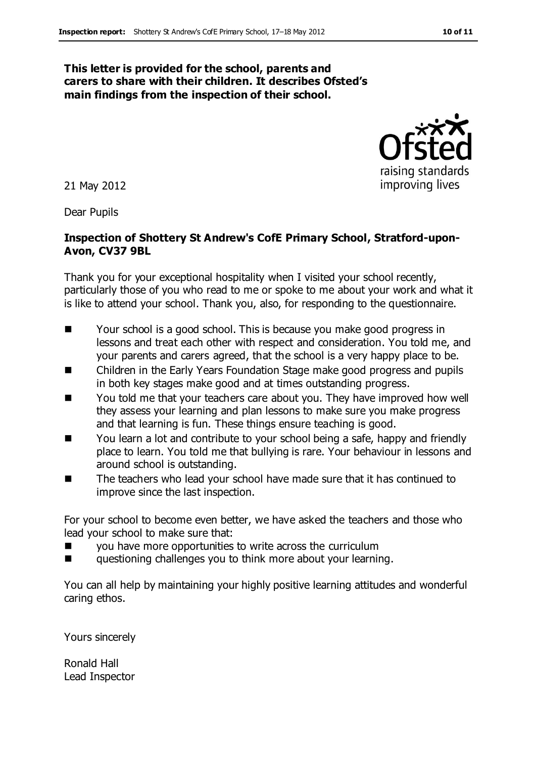**This letter is provided for the school, parents and carers to share with their children. It describes Ofsted's main findings from the inspection of their school.**

21 May 2012

Dear Pupils

**Inspection of Shottery St Andrew's CofE Primary School, Stratford-upon-Avon, CV37 9BL**

Thank you for your exceptional hospitality when I visited your school recently, particularly those of you who read to me or spoke to me about your work and what it is like to attend your school. Thank you, also, for responding to the questionnaire.

- Your school is a good school. This is because you make good progress in lessons and treat each other with respect and consideration. You told me, and your parents and carers agreed, that the school is a very happy place to be.
- Children in the Early Years Foundation Stage make good progress and pupils in both key stages make good and at times outstanding progress.
- You told me that your teachers care about you. They have improved how well they assess your learning and plan lessons to make sure you make progress and that learning is fun. These things ensure teaching is good.
- You learn a lot and contribute to your school being a safe, happy and friendly place to learn. You told me that bullying is rare. Your behaviour in lessons and around school is outstanding.
- The teachers who lead your school have made sure that it has continued to improve since the last inspection.

For your school to become even better, we have asked the teachers and those who lead your school to make sure that:

- you have more opportunities to write across the curriculum
- questioning challenges you to think more about your learning.

You can all help by maintaining your highly positive learning attitudes and wonderful caring ethos.

Yours sincerely

Ronald Hall
Lead Inspector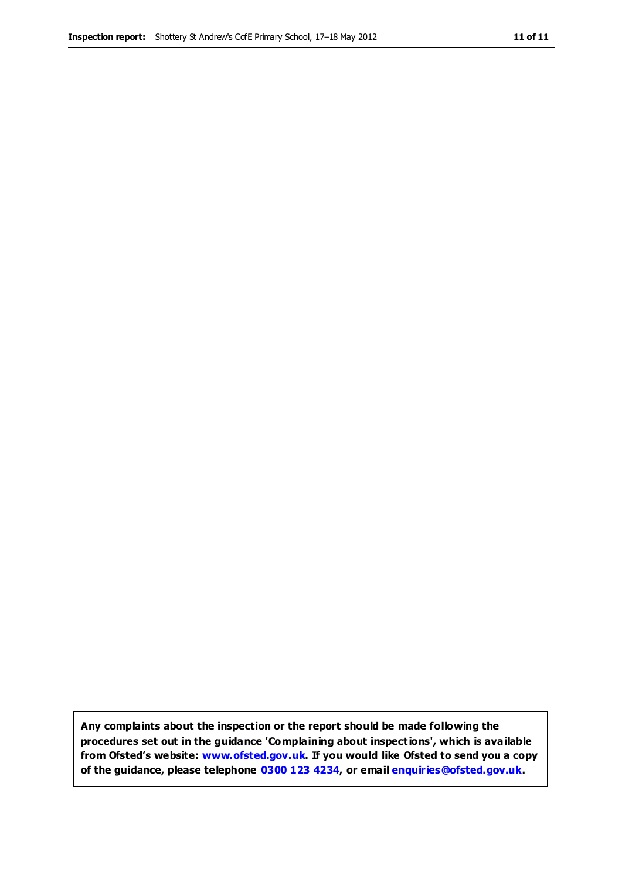**Any complaints about the inspection or the report should be made following the procedures set out in the guidance 'Complaining about inspections', which is available from Ofsted's website: www.ofsted.gov.uk. If you would like Ofsted to send you a copy of the guidance, please telephone 0300 123 4234, or email enquiries@ofsted.gov.uk.**